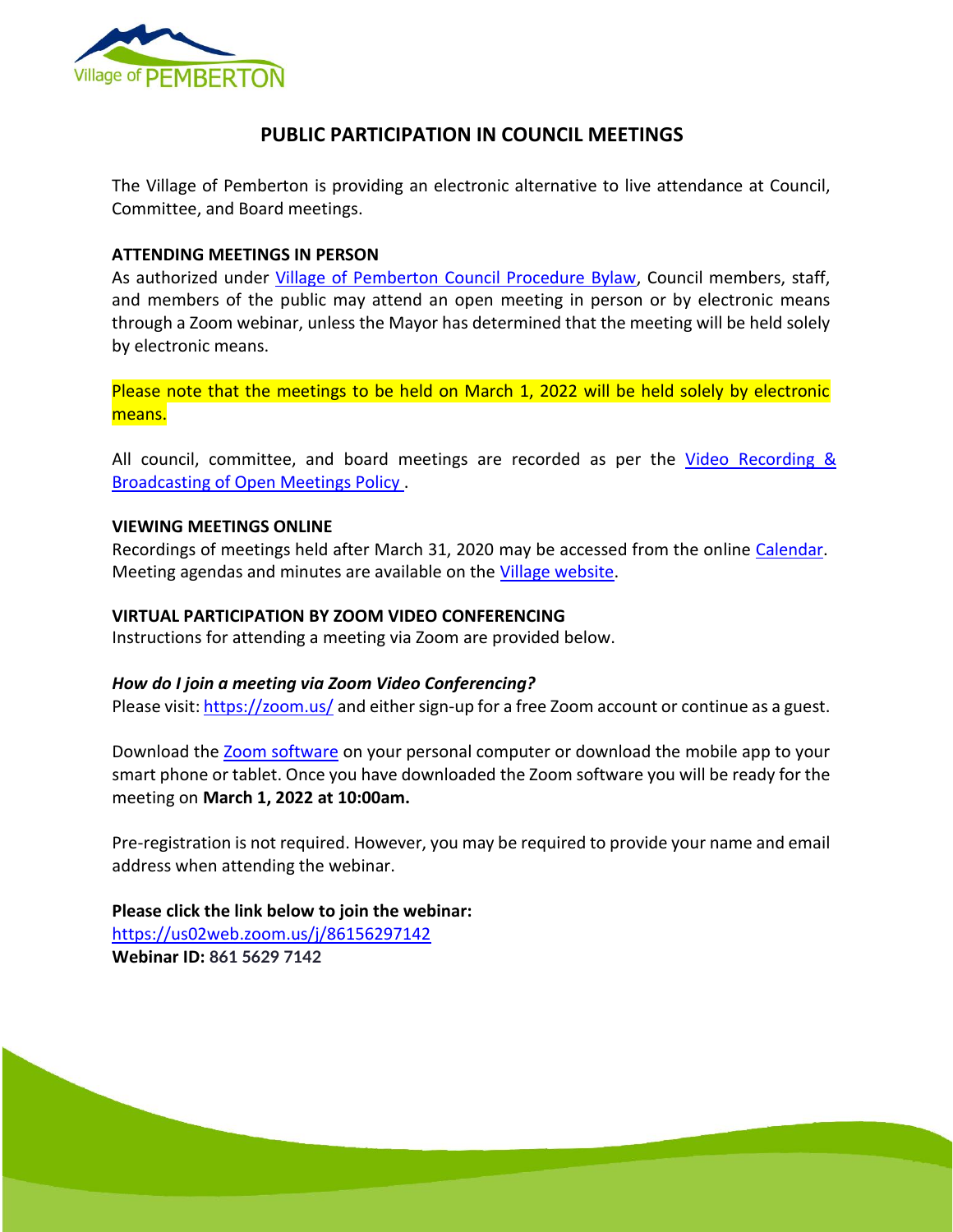# PUBLIC PARTICIPATION IN COUNCIL MEETINGS

The Village of Pemberton is providing an electronic alternative to live attendance at Council, Committee, and Board meetings.

**ATTENDING MEETINGS IN PERSON**

As authorized under Village of Pemberton Council Procedure Bylaw, Council members, staff, and members of the public may attend an open meeting in person or by electronic means through a Zoom webinar, unless the Mayor has determined that the meeting will be held solely by electronic means.

Please note that the meetings to be held on March 1, 2022 will be held solely by electronic means.

All council, committee, and board meetings are recorded as per the Video Recording & Broadcasting of Open Meetings Policy .

**VIEWING MEETINGS ONLINE**

Recordings of meetings held after March 31, 2020 may be accessed from the online Calendar. Meeting agendas and minutes are available on the Village website.

**VIRTUAL PARTICIPATION BY ZOOM VIDEO CONFERENCING**

Instructions for attending a meeting via Zoom are provided below.

***How do I join a meeting via Zoom Video Conferencing?***

Please visit: https://zoom.us/ and either sign-up for a free Zoom account or continue as a guest.

Download the Zoom software on your personal computer or download the mobile app to your smart phone or tablet. Once you have downloaded the Zoom software you will be ready for the meeting on **March 1, 2022 at 10:00am.**

Pre-registration is not required. However, you may be required to provide your name and email address when attending the webinar.

**Please click the link below to join the webinar:**
https://us02web.zoom.us/j/86156297142
**Webinar ID: 861 5629 7142**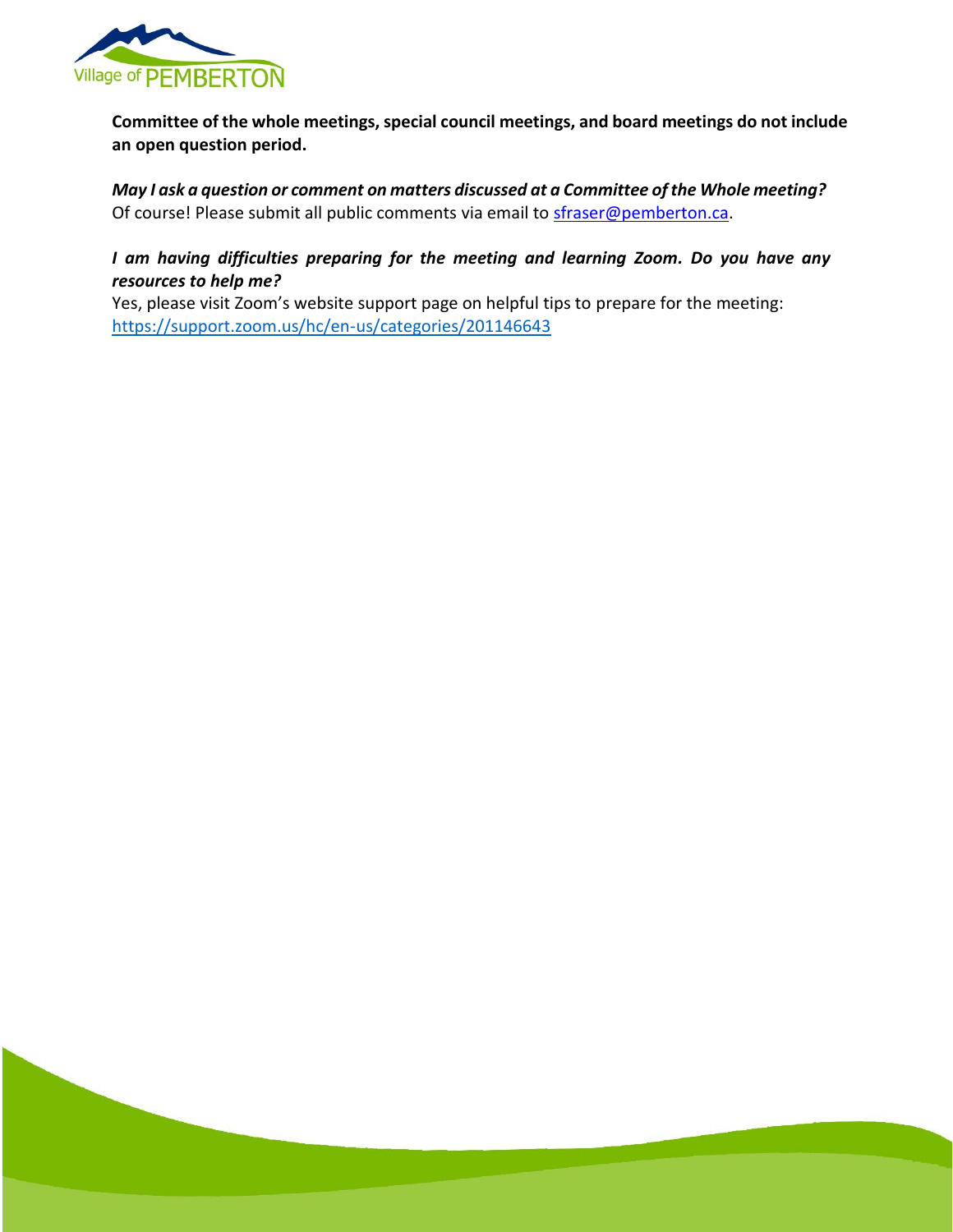**Committee of the whole meetings, special council meetings, and board meetings do not include an open question period.**

***May I ask a question or comment on matters discussed at a Committee of the Whole meeting?***
Of course! Please submit all public comments via email to sfraser@pemberton.ca.

***I am having difficulties preparing for the meeting and learning Zoom. Do you have any resources to help me?***
Yes, please visit Zoom's website support page on helpful tips to prepare for the meeting: https://support.zoom.us/hc/en-us/categories/201146643